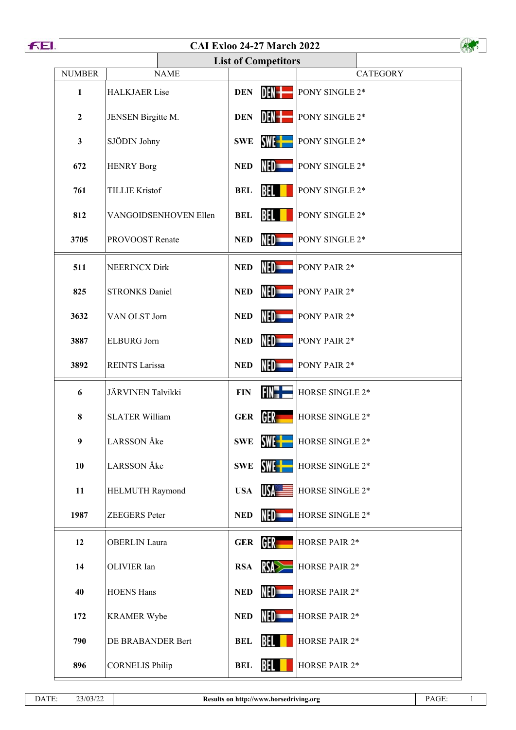# CAI Exloo 24-27 March 2022

## List of Competitors

| NUMBER | NAME | | CATEGORY |
|---|---|---|---|
| 1 | HALKJAER Lise | DEN | PONY SINGLE 2* |
| 2 | JENSEN Birgitte M. | DEN | PONY SINGLE 2* |
| 3 | SJÖDIN Johny | SWE | PONY SINGLE 2* |
| 672 | HENRY Borg | NED | PONY SINGLE 2* |
| 761 | TILLIE Kristof | BEL | PONY SINGLE 2* |
| 812 | VANGOIDSENHOVEN Ellen | BEL | PONY SINGLE 2* |
| 3705 | PROVOOST Renate | NED | PONY SINGLE 2* |
| 511 | NEERINCX Dirk | NED | PONY PAIR 2* |
| 825 | STRONKS Daniel | NED | PONY PAIR 2* |
| 3632 | VAN OLST Jorn | NED | PONY PAIR 2* |
| 3887 | ELBURG Jorn | NED | PONY PAIR 2* |
| 3892 | REINTS Larissa | NED | PONY PAIR 2* |
| 6 | JÄRVINEN Talvikki | FIN | HORSE SINGLE 2* |
| 8 | SLATER William | GER | HORSE SINGLE 2* |
| 9 | LARSSON Åke | SWE | HORSE SINGLE 2* |
| 10 | LARSSON Åke | SWE | HORSE SINGLE 2* |
| 11 | HELMUTH Raymond | USA | HORSE SINGLE 2* |
| 1987 | ZEEGERS Peter | NED | HORSE SINGLE 2* |
| 12 | OBERLIN Laura | GER | HORSE PAIR 2* |
| 14 | OLIVIER Ian | RSA | HORSE PAIR 2* |
| 40 | HOENS Hans | NED | HORSE PAIR 2* |
| 172 | KRAMER Wybe | NED | HORSE PAIR 2* |
| 790 | DE BRABANDER Bert | BEL | HORSE PAIR 2* |
| 896 | CORNELIS Philip | BEL | HORSE PAIR 2* |

DATE: 23/03/22 — Results on http://www.horsedriving.org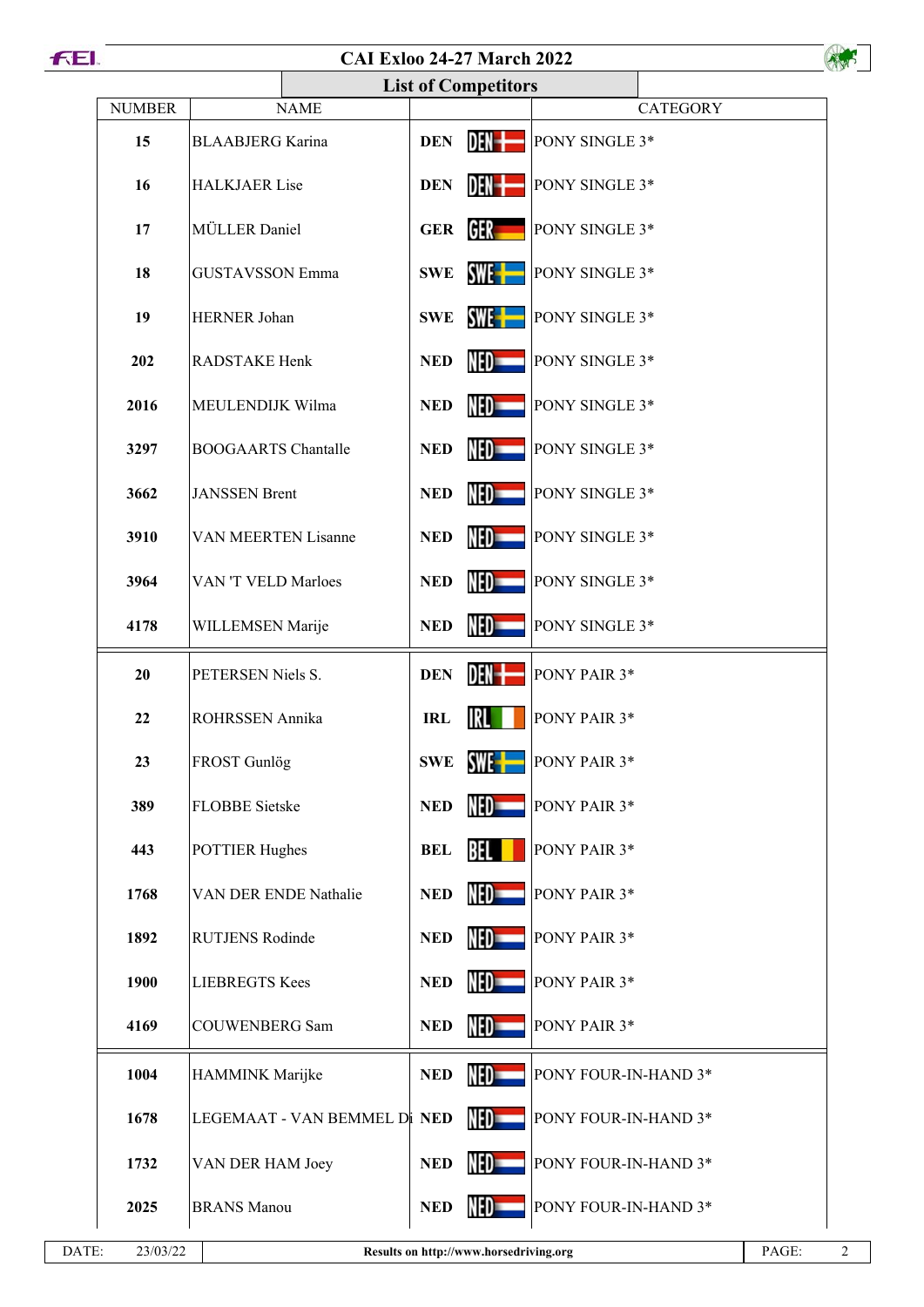# CAI Exloo 24-27 March 2022

## List of Competitors

| NUMBER | NAME | | CATEGORY |
|---|---|---|---|
| 15 | BLAABJERG Karina | DEN | PONY SINGLE 3* |
| 16 | HALKJAER Lise | DEN | PONY SINGLE 3* |
| 17 | MÜLLER Daniel | GER | PONY SINGLE 3* |
| 18 | GUSTAVSSON Emma | SWE | PONY SINGLE 3* |
| 19 | HERNER Johan | SWE | PONY SINGLE 3* |
| 202 | RADSTAKE Henk | NED | PONY SINGLE 3* |
| 2016 | MEULENDIJK Wilma | NED | PONY SINGLE 3* |
| 3297 | BOOGAARTS Chantalle | NED | PONY SINGLE 3* |
| 3662 | JANSSEN Brent | NED | PONY SINGLE 3* |
| 3910 | VAN MEERTEN Lisanne | NED | PONY SINGLE 3* |
| 3964 | VAN 'T VELD Marloes | NED | PONY SINGLE 3* |
| 4178 | WILLEMSEN Marije | NED | PONY SINGLE 3* |
| 20 | PETERSEN Niels S. | DEN | PONY PAIR 3* |
| 22 | ROHRSSEN Annika | IRL | PONY PAIR 3* |
| 23 | FROST Gunlög | SWE | PONY PAIR 3* |
| 389 | FLOBBE Sietske | NED | PONY PAIR 3* |
| 443 | POTTIER Hughes | BEL | PONY PAIR 3* |
| 1768 | VAN DER ENDE Nathalie | NED | PONY PAIR 3* |
| 1892 | RUTJENS Rodinde | NED | PONY PAIR 3* |
| 1900 | LIEBREGTS Kees | NED | PONY PAIR 3* |
| 4169 | COUWENBERG Sam | NED | PONY PAIR 3* |
| 1004 | HAMMINK Marijke | NED | PONY FOUR-IN-HAND 3* |
| 1678 | LEGEMAAT - VAN BEMMEL Di | NED | PONY FOUR-IN-HAND 3* |
| 1732 | VAN DER HAM Joey | NED | PONY FOUR-IN-HAND 3* |
| 2025 | BRANS Manou | NED | PONY FOUR-IN-HAND 3* |

DATE: 23/03/22 — Results on http://www.horsedriving.org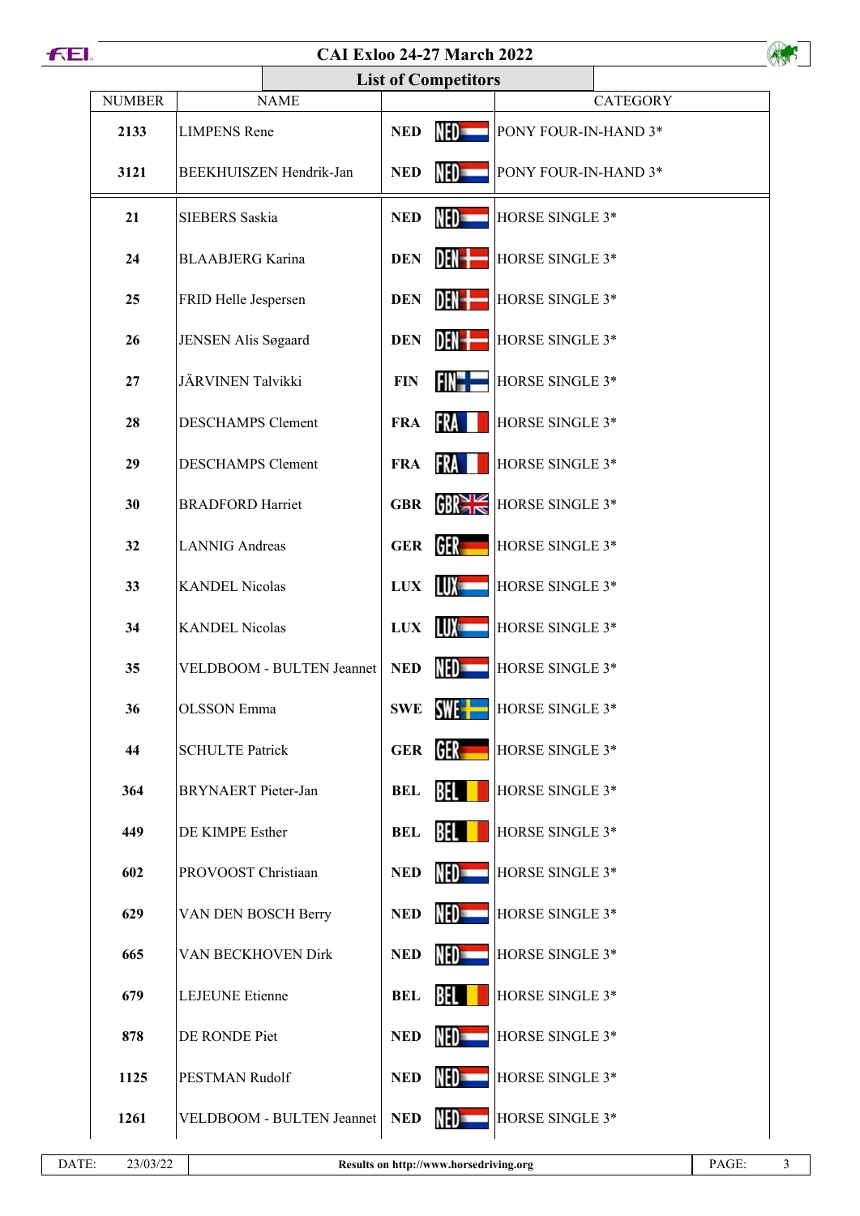# CAI Exloo 24-27 March 2022

## List of Competitors

| NUMBER | NAME | | CATEGORY |
|---|---|---|---|
| 2133 | LIMPENS Rene | NED | PONY FOUR-IN-HAND 3* |
| 3121 | BEEKHUISZEN Hendrik-Jan | NED | PONY FOUR-IN-HAND 3* |
| 21 | SIEBERS Saskia | NED | HORSE SINGLE 3* |
| 24 | BLAABJERG Karina | DEN | HORSE SINGLE 3* |
| 25 | FRID Helle Jespersen | DEN | HORSE SINGLE 3* |
| 26 | JENSEN Alis Søgaard | DEN | HORSE SINGLE 3* |
| 27 | JÄRVINEN Talvikki | FIN | HORSE SINGLE 3* |
| 28 | DESCHAMPS Clement | FRA | HORSE SINGLE 3* |
| 29 | DESCHAMPS Clement | FRA | HORSE SINGLE 3* |
| 30 | BRADFORD Harriet | GBR | HORSE SINGLE 3* |
| 32 | LANNIG Andreas | GER | HORSE SINGLE 3* |
| 33 | KANDEL Nicolas | LUX | HORSE SINGLE 3* |
| 34 | KANDEL Nicolas | LUX | HORSE SINGLE 3* |
| 35 | VELDBOOM - BULTEN Jeannet | NED | HORSE SINGLE 3* |
| 36 | OLSSON Emma | SWE | HORSE SINGLE 3* |
| 44 | SCHULTE Patrick | GER | HORSE SINGLE 3* |
| 364 | BRYNAERT Pieter-Jan | BEL | HORSE SINGLE 3* |
| 449 | DE KIMPE Esther | BEL | HORSE SINGLE 3* |
| 602 | PROVOOST Christiaan | NED | HORSE SINGLE 3* |
| 629 | VAN DEN BOSCH Berry | NED | HORSE SINGLE 3* |
| 665 | VAN BECKHOVEN Dirk | NED | HORSE SINGLE 3* |
| 679 | LEJEUNE Etienne | BEL | HORSE SINGLE 3* |
| 878 | DE RONDE Piet | NED | HORSE SINGLE 3* |
| 1125 | PESTMAN Rudolf | NED | HORSE SINGLE 3* |
| 1261 | VELDBOOM - BULTEN Jeannet | NED | HORSE SINGLE 3* |

DATE: 23/03/22 | Results on http://www.horsedriving.org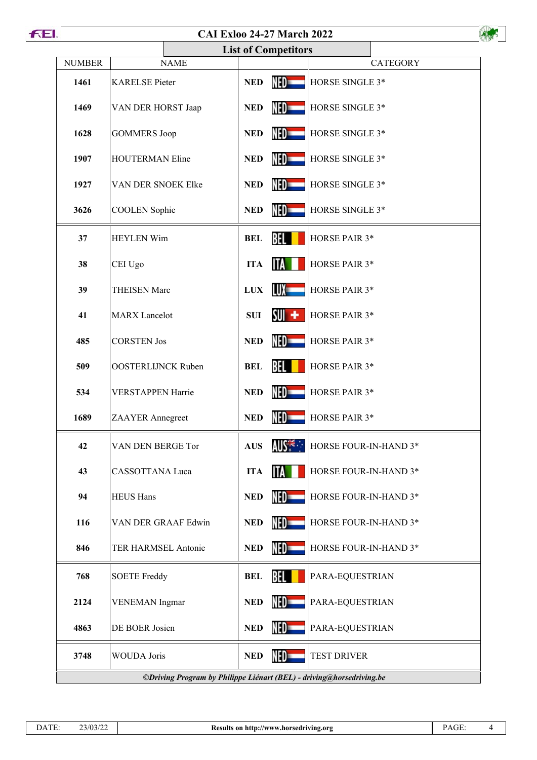# CAI Exloo 24-27 March 2022

## List of Competitors

| NUMBER | NAME | | CATEGORY |
|---|---|---|---|
| 1461 | KARELSE Pieter | NED | HORSE SINGLE 3* |
| 1469 | VAN DER HORST Jaap | NED | HORSE SINGLE 3* |
| 1628 | GOMMERS Joop | NED | HORSE SINGLE 3* |
| 1907 | HOUTERMAN Eline | NED | HORSE SINGLE 3* |
| 1927 | VAN DER SNOEK Elke | NED | HORSE SINGLE 3* |
| 3626 | COOLEN Sophie | NED | HORSE SINGLE 3* |
| 37 | HEYLEN Wim | BEL | HORSE PAIR 3* |
| 38 | CEI Ugo | ITA | HORSE PAIR 3* |
| 39 | THEISEN Marc | LUX | HORSE PAIR 3* |
| 41 | MARX Lancelot | SUI | HORSE PAIR 3* |
| 485 | CORSTEN Jos | NED | HORSE PAIR 3* |
| 509 | OOSTERLIJNCK Ruben | BEL | HORSE PAIR 3* |
| 534 | VERSTAPPEN Harrie | NED | HORSE PAIR 3* |
| 1689 | ZAAYER Annegreet | NED | HORSE PAIR 3* |
| 42 | VAN DEN BERGE Tor | AUS | HORSE FOUR-IN-HAND 3* |
| 43 | CASSOTTANA Luca | ITA | HORSE FOUR-IN-HAND 3* |
| 94 | HEUS Hans | NED | HORSE FOUR-IN-HAND 3* |
| 116 | VAN DER GRAAF Edwin | NED | HORSE FOUR-IN-HAND 3* |
| 846 | TER HARMSEL Antonie | NED | HORSE FOUR-IN-HAND 3* |
| 768 | SOETE Freddy | BEL | PARA-EQUESTRIAN |
| 2124 | VENEMAN Ingmar | NED | PARA-EQUESTRIAN |
| 4863 | DE BOER Josien | NED | PARA-EQUESTRIAN |
| 3748 | WOUDA Joris | NED | TEST DRIVER |

***©Driving Program by Philippe Liénart (BEL) - driving@horsedriving.be***

DATE: 23/03/22 | **Results on http://www.horsedriving.org**